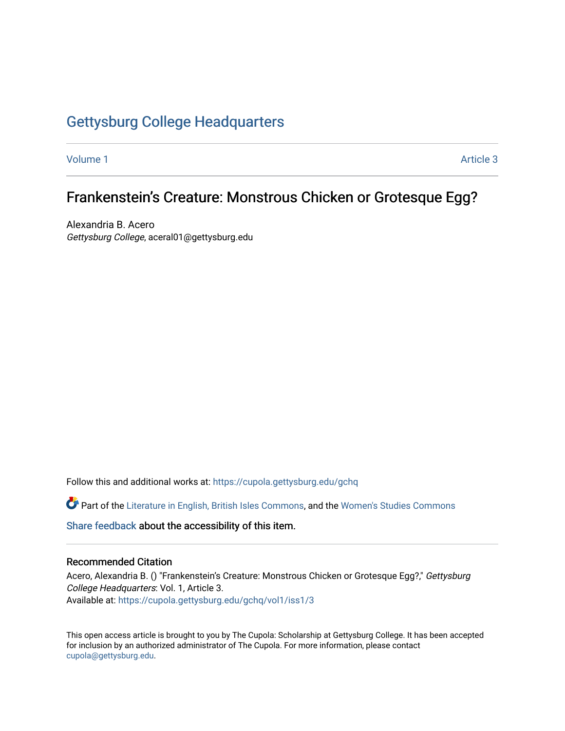# Gettysburg College Headquarters

Volume 1 Article 3

## Frankenstein's Creature: Monstrous Chicken or Grotesque Egg?

Alexandria B. Acero
*Gettysburg College*, aceral01@gettysburg.edu

Follow this and additional works at: https://cupola.gettysburg.edu/gchq

Part of the Literature in English, British Isles Commons, and the Women's Studies Commons

Share feedback about the accessibility of this item.

### Recommended Citation

Acero, Alexandria B. () "Frankenstein's Creature: Monstrous Chicken or Grotesque Egg?," *Gettysburg College Headquarters*: Vol. 1, Article 3.
Available at: https://cupola.gettysburg.edu/gchq/vol1/iss1/3

This open access article is brought to you by The Cupola: Scholarship at Gettysburg College. It has been accepted for inclusion by an authorized administrator of The Cupola. For more information, please contact cupola@gettysburg.edu.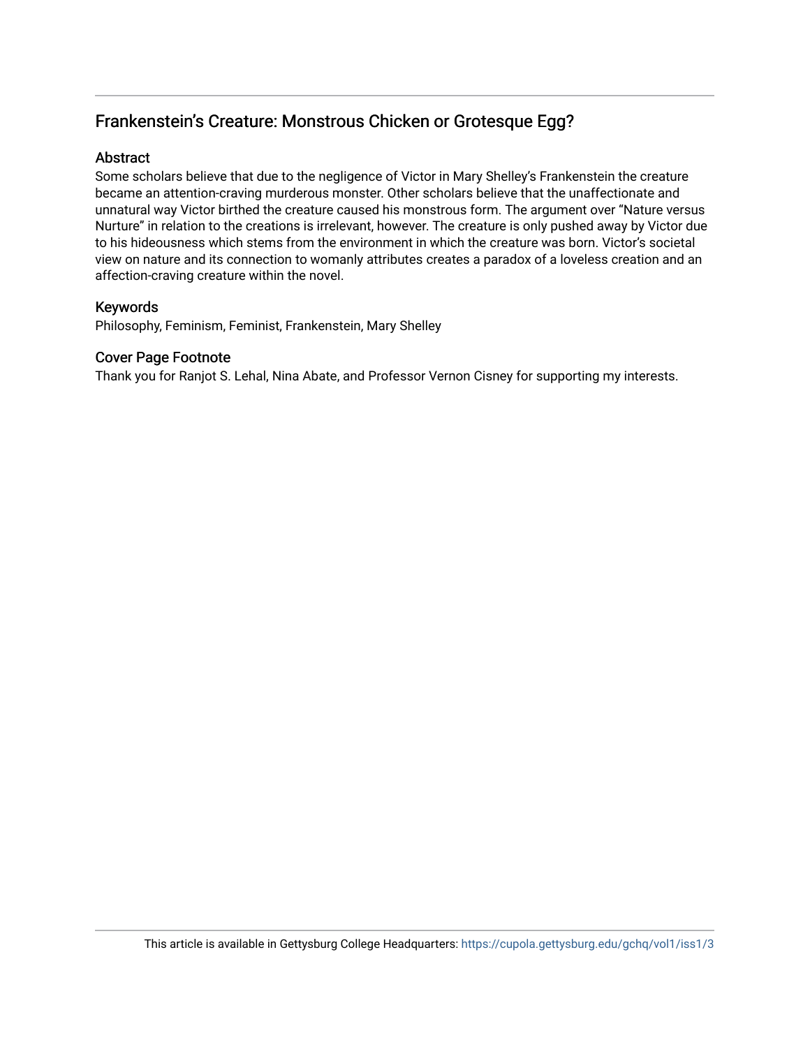# Frankenstein's Creature: Monstrous Chicken or Grotesque Egg?

## Abstract

Some scholars believe that due to the negligence of Victor in Mary Shelley's Frankenstein the creature became an attention-craving murderous monster. Other scholars believe that the unaffectionate and unnatural way Victor birthed the creature caused his monstrous form. The argument over "Nature versus Nurture" in relation to the creations is irrelevant, however. The creature is only pushed away by Victor due to his hideousness which stems from the environment in which the creature was born. Victor's societal view on nature and its connection to womanly attributes creates a paradox of a loveless creation and an affection-craving creature within the novel.

## Keywords

Philosophy, Feminism, Feminist, Frankenstein, Mary Shelley

## Cover Page Footnote

Thank you for Ranjot S. Lehal, Nina Abate, and Professor Vernon Cisney for supporting my interests.

This article is available in Gettysburg College Headquarters: https://cupola.gettysburg.edu/gchq/vol1/iss1/3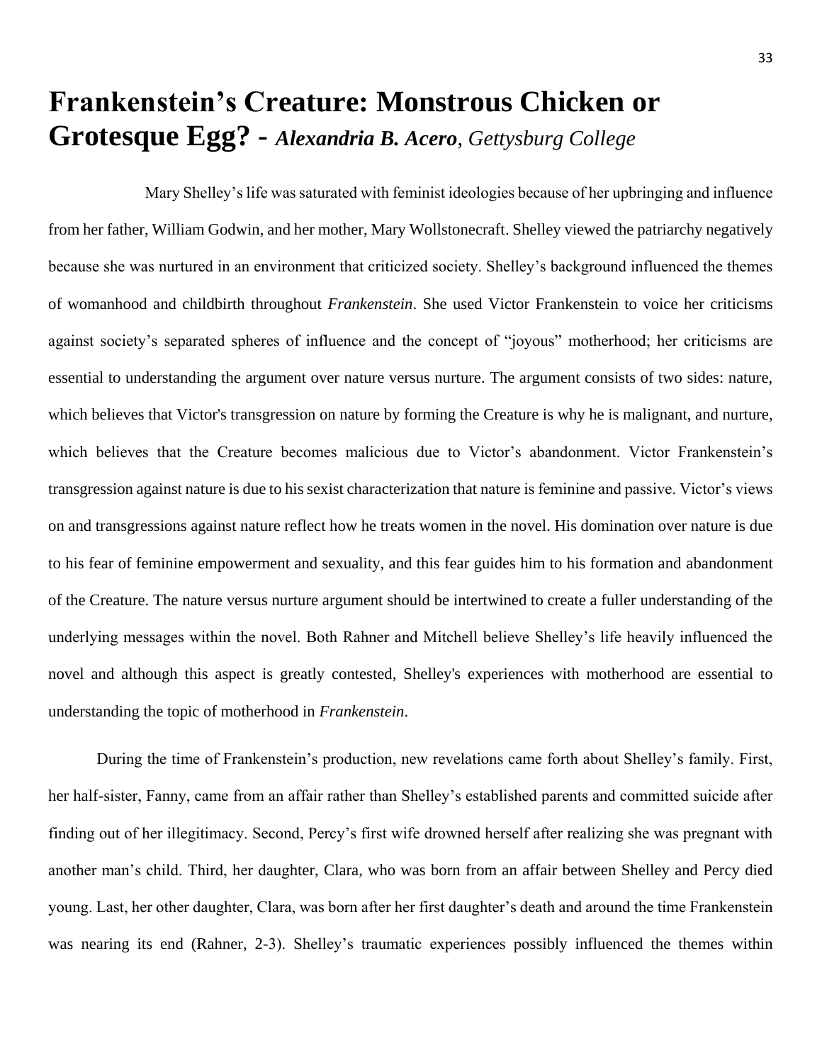# Frankenstein's Creature: Monstrous Chicken or Grotesque Egg? - *Alexandria B. Acero*, *Gettysburg College*

Mary Shelley's life was saturated with feminist ideologies because of her upbringing and influence from her father, William Godwin, and her mother, Mary Wollstonecraft. Shelley viewed the patriarchy negatively because she was nurtured in an environment that criticized society. Shelley's background influenced the themes of womanhood and childbirth throughout *Frankenstein*. She used Victor Frankenstein to voice her criticisms against society's separated spheres of influence and the concept of "joyous" motherhood; her criticisms are essential to understanding the argument over nature versus nurture. The argument consists of two sides: nature, which believes that Victor's transgression on nature by forming the Creature is why he is malignant, and nurture, which believes that the Creature becomes malicious due to Victor's abandonment. Victor Frankenstein's transgression against nature is due to his sexist characterization that nature is feminine and passive. Victor's views on and transgressions against nature reflect how he treats women in the novel. His domination over nature is due to his fear of feminine empowerment and sexuality, and this fear guides him to his formation and abandonment of the Creature. The nature versus nurture argument should be intertwined to create a fuller understanding of the underlying messages within the novel. Both Rahner and Mitchell believe Shelley's life heavily influenced the novel and although this aspect is greatly contested, Shelley's experiences with motherhood are essential to understanding the topic of motherhood in *Frankenstein*.

During the time of Frankenstein's production, new revelations came forth about Shelley's family. First, her half-sister, Fanny, came from an affair rather than Shelley's established parents and committed suicide after finding out of her illegitimacy. Second, Percy's first wife drowned herself after realizing she was pregnant with another man's child. Third, her daughter, Clara, who was born from an affair between Shelley and Percy died young. Last, her other daughter, Clara, was born after her first daughter's death and around the time Frankenstein was nearing its end (Rahner, 2-3). Shelley's traumatic experiences possibly influenced the themes within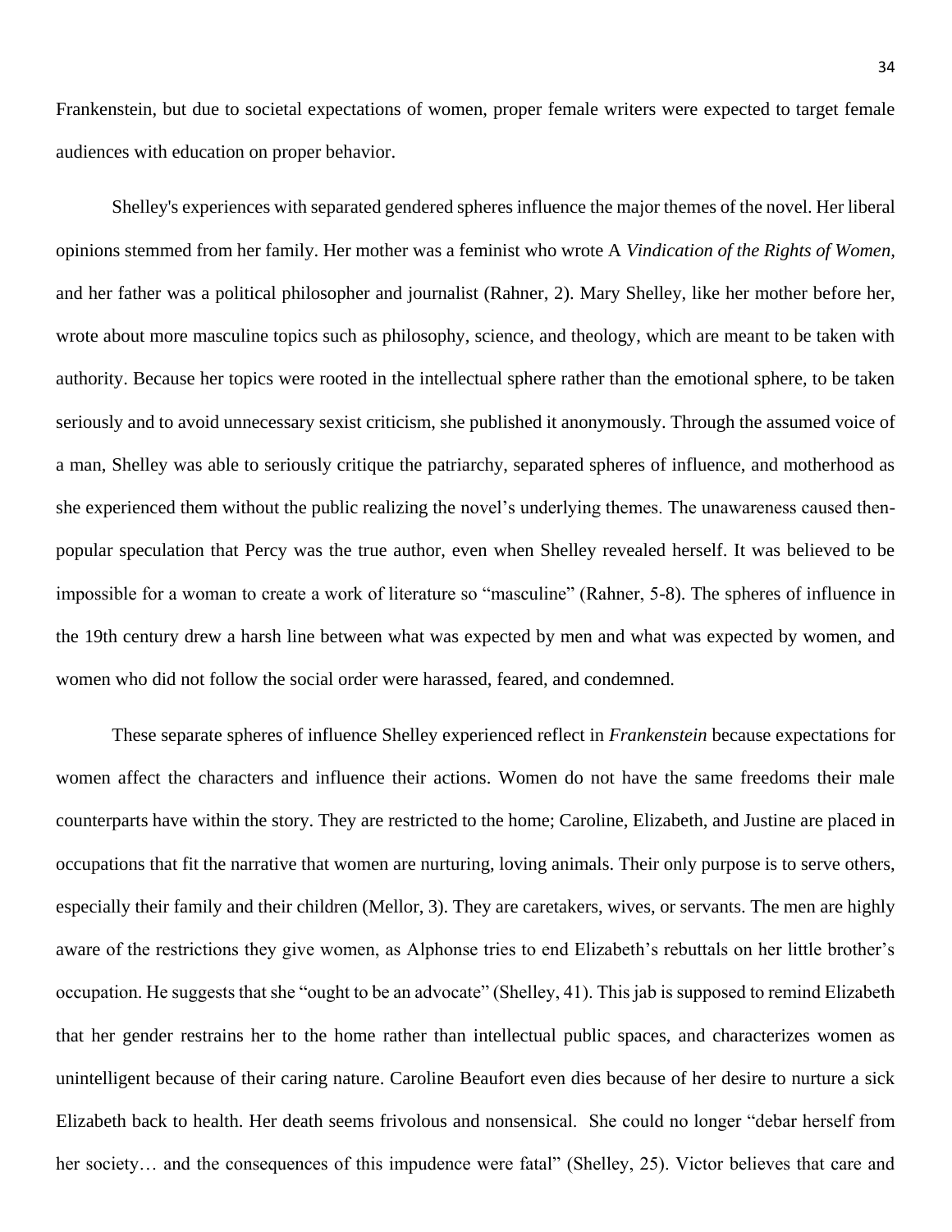Frankenstein, but due to societal expectations of women, proper female writers were expected to target female audiences with education on proper behavior.

Shelley's experiences with separated gendered spheres influence the major themes of the novel. Her liberal opinions stemmed from her family. Her mother was a feminist who wrote A *Vindication of the Rights of Women,* and her father was a political philosopher and journalist (Rahner, 2). Mary Shelley, like her mother before her, wrote about more masculine topics such as philosophy, science, and theology, which are meant to be taken with authority. Because her topics were rooted in the intellectual sphere rather than the emotional sphere, to be taken seriously and to avoid unnecessary sexist criticism, she published it anonymously. Through the assumed voice of a man, Shelley was able to seriously critique the patriarchy, separated spheres of influence, and motherhood as she experienced them without the public realizing the novel's underlying themes. The unawareness caused then-popular speculation that Percy was the true author, even when Shelley revealed herself. It was believed to be impossible for a woman to create a work of literature so "masculine" (Rahner, 5-8). The spheres of influence in the 19th century drew a harsh line between what was expected by men and what was expected by women, and women who did not follow the social order were harassed, feared, and condemned.

These separate spheres of influence Shelley experienced reflect in *Frankenstein* because expectations for women affect the characters and influence their actions. Women do not have the same freedoms their male counterparts have within the story. They are restricted to the home; Caroline, Elizabeth, and Justine are placed in occupations that fit the narrative that women are nurturing, loving animals. Their only purpose is to serve others, especially their family and their children (Mellor, 3). They are caretakers, wives, or servants. The men are highly aware of the restrictions they give women, as Alphonse tries to end Elizabeth's rebuttals on her little brother's occupation. He suggests that she "ought to be an advocate" (Shelley, 41). This jab is supposed to remind Elizabeth that her gender restrains her to the home rather than intellectual public spaces, and characterizes women as unintelligent because of their caring nature. Caroline Beaufort even dies because of her desire to nurture a sick Elizabeth back to health. Her death seems frivolous and nonsensical. She could no longer "debar herself from her society… and the consequences of this impudence were fatal" (Shelley, 25). Victor believes that care and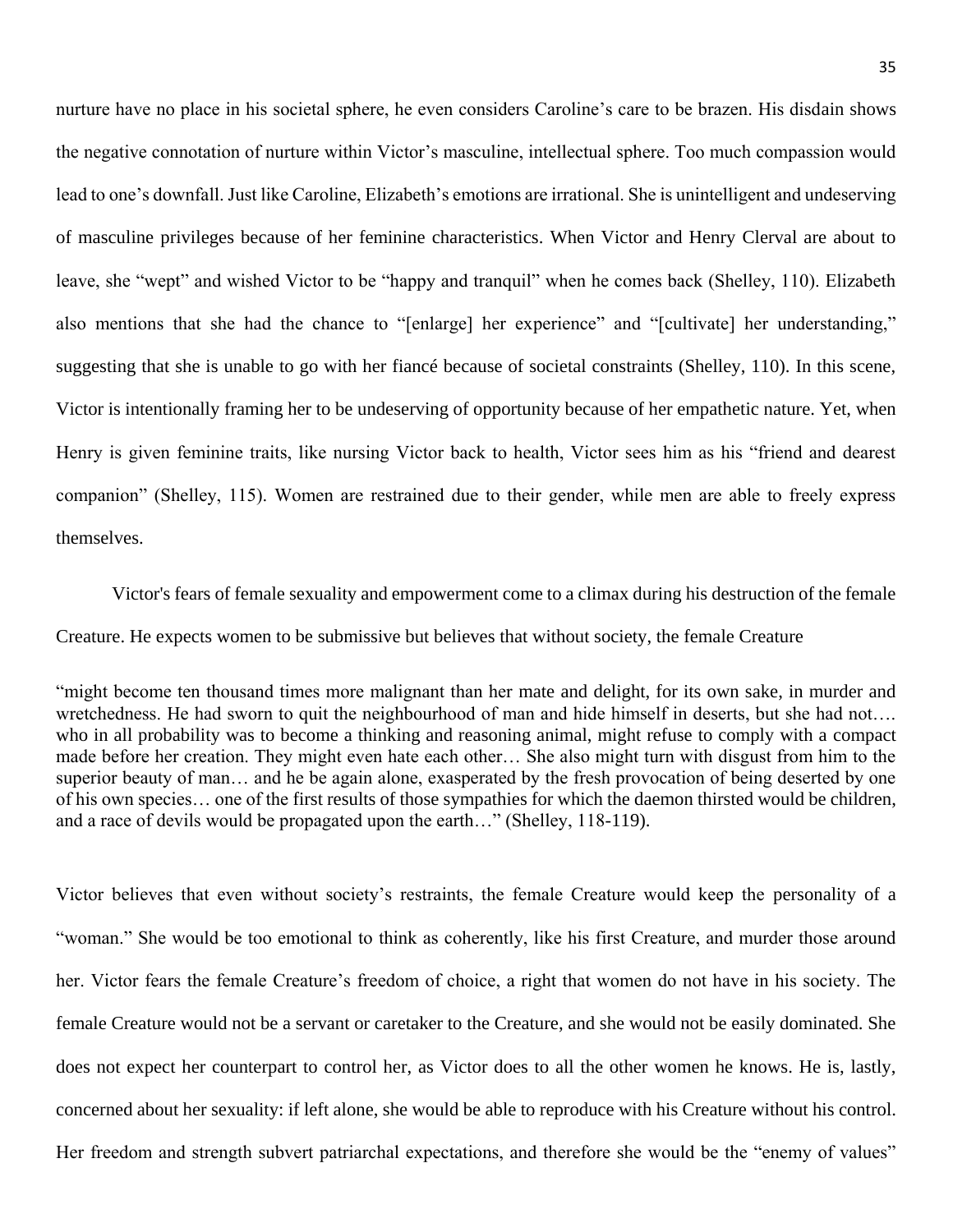nurture have no place in his societal sphere, he even considers Caroline's care to be brazen. His disdain shows the negative connotation of nurture within Victor's masculine, intellectual sphere. Too much compassion would lead to one's downfall. Just like Caroline, Elizabeth's emotions are irrational. She is unintelligent and undeserving of masculine privileges because of her feminine characteristics. When Victor and Henry Clerval are about to leave, she "wept" and wished Victor to be "happy and tranquil" when he comes back (Shelley, 110). Elizabeth also mentions that she had the chance to "[enlarge] her experience" and "[cultivate] her understanding," suggesting that she is unable to go with her fiancé because of societal constraints (Shelley, 110). In this scene, Victor is intentionally framing her to be undeserving of opportunity because of her empathetic nature. Yet, when Henry is given feminine traits, like nursing Victor back to health, Victor sees him as his "friend and dearest companion" (Shelley, 115). Women are restrained due to their gender, while men are able to freely express themselves.

Victor's fears of female sexuality and empowerment come to a climax during his destruction of the female Creature. He expects women to be submissive but believes that without society, the female Creature

> "might become ten thousand times more malignant than her mate and delight, for its own sake, in murder and wretchedness. He had sworn to quit the neighbourhood of man and hide himself in deserts, but she had not…. who in all probability was to become a thinking and reasoning animal, might refuse to comply with a compact made before her creation. They might even hate each other… She also might turn with disgust from him to the superior beauty of man… and he be again alone, exasperated by the fresh provocation of being deserted by one of his own species… one of the first results of those sympathies for which the daemon thirsted would be children, and a race of devils would be propagated upon the earth…" (Shelley, 118-119).

Victor believes that even without society's restraints, the female Creature would keep the personality of a "woman." She would be too emotional to think as coherently, like his first Creature, and murder those around her. Victor fears the female Creature's freedom of choice, a right that women do not have in his society. The female Creature would not be a servant or caretaker to the Creature, and she would not be easily dominated. She does not expect her counterpart to control her, as Victor does to all the other women he knows. He is, lastly, concerned about her sexuality: if left alone, she would be able to reproduce with his Creature without his control. Her freedom and strength subvert patriarchal expectations, and therefore she would be the "enemy of values"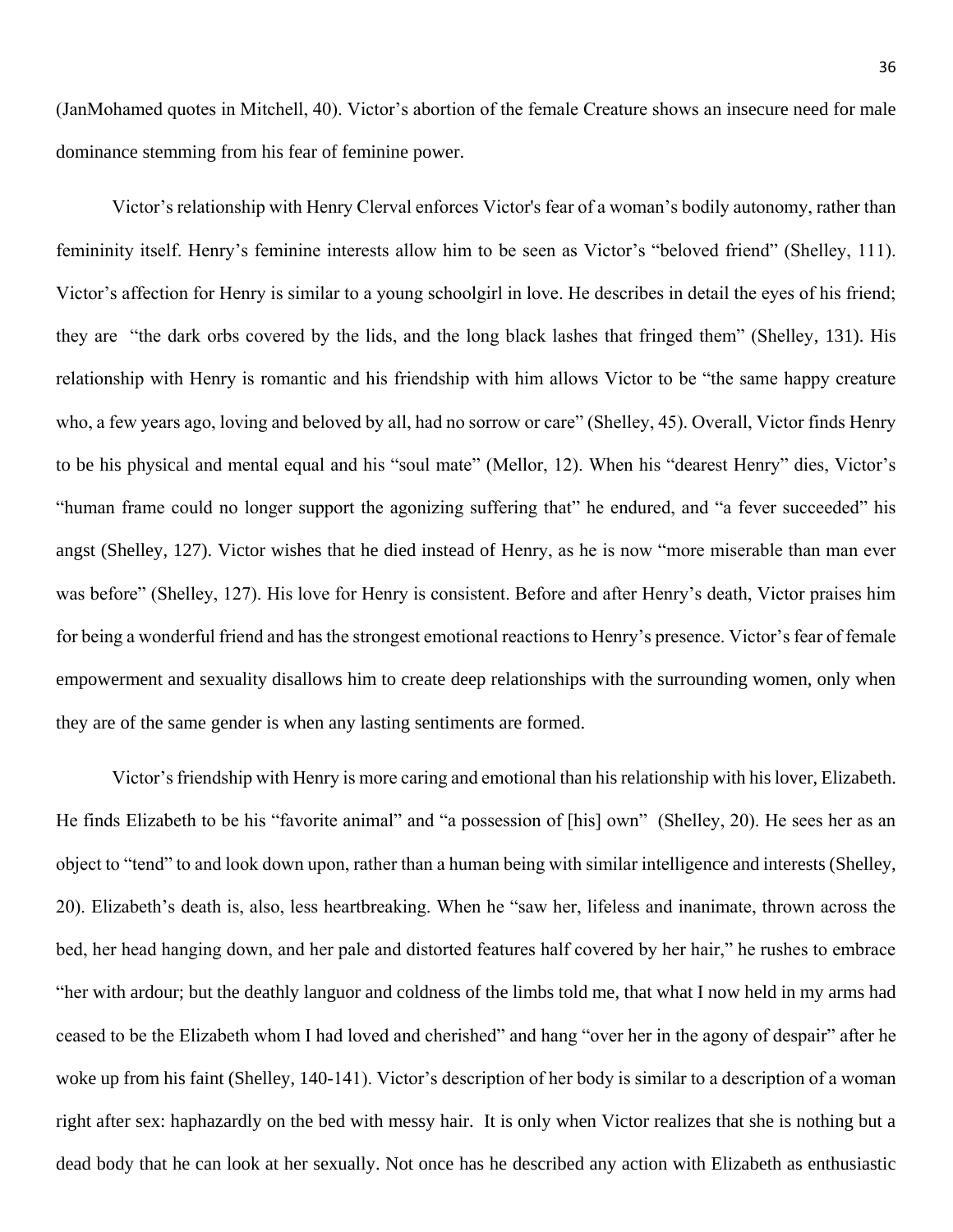(JanMohamed quotes in Mitchell, 40). Victor's abortion of the female Creature shows an insecure need for male dominance stemming from his fear of feminine power.

Victor's relationship with Henry Clerval enforces Victor's fear of a woman's bodily autonomy, rather than femininity itself. Henry's feminine interests allow him to be seen as Victor's "beloved friend" (Shelley, 111). Victor's affection for Henry is similar to a young schoolgirl in love. He describes in detail the eyes of his friend; they are "the dark orbs covered by the lids, and the long black lashes that fringed them" (Shelley, 131). His relationship with Henry is romantic and his friendship with him allows Victor to be "the same happy creature who, a few years ago, loving and beloved by all, had no sorrow or care" (Shelley, 45). Overall, Victor finds Henry to be his physical and mental equal and his "soul mate" (Mellor, 12). When his "dearest Henry" dies, Victor's "human frame could no longer support the agonizing suffering that" he endured, and "a fever succeeded" his angst (Shelley, 127). Victor wishes that he died instead of Henry, as he is now "more miserable than man ever was before" (Shelley, 127). His love for Henry is consistent. Before and after Henry's death, Victor praises him for being a wonderful friend and has the strongest emotional reactions to Henry's presence. Victor's fear of female empowerment and sexuality disallows him to create deep relationships with the surrounding women, only when they are of the same gender is when any lasting sentiments are formed.

Victor's friendship with Henry is more caring and emotional than his relationship with his lover, Elizabeth. He finds Elizabeth to be his "favorite animal" and "a possession of [his] own" (Shelley, 20). He sees her as an object to "tend" to and look down upon, rather than a human being with similar intelligence and interests (Shelley, 20). Elizabeth's death is, also, less heartbreaking. When he "saw her, lifeless and inanimate, thrown across the bed, her head hanging down, and her pale and distorted features half covered by her hair," he rushes to embrace "her with ardour; but the deathly languor and coldness of the limbs told me, that what I now held in my arms had ceased to be the Elizabeth whom I had loved and cherished" and hang "over her in the agony of despair" after he woke up from his faint (Shelley, 140-141). Victor's description of her body is similar to a description of a woman right after sex: haphazardly on the bed with messy hair. It is only when Victor realizes that she is nothing but a dead body that he can look at her sexually. Not once has he described any action with Elizabeth as enthusiastic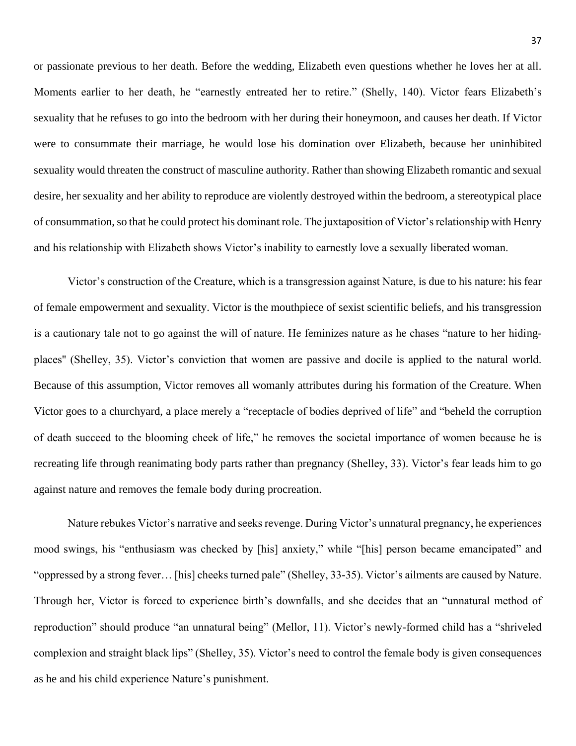or passionate previous to her death. Before the wedding, Elizabeth even questions whether he loves her at all. Moments earlier to her death, he "earnestly entreated her to retire." (Shelly, 140). Victor fears Elizabeth's sexuality that he refuses to go into the bedroom with her during their honeymoon, and causes her death. If Victor were to consummate their marriage, he would lose his domination over Elizabeth, because her uninhibited sexuality would threaten the construct of masculine authority. Rather than showing Elizabeth romantic and sexual desire, her sexuality and her ability to reproduce are violently destroyed within the bedroom, a stereotypical place of consummation, so that he could protect his dominant role. The juxtaposition of Victor's relationship with Henry and his relationship with Elizabeth shows Victor's inability to earnestly love a sexually liberated woman.

Victor's construction of the Creature, which is a transgression against Nature, is due to his nature: his fear of female empowerment and sexuality. Victor is the mouthpiece of sexist scientific beliefs, and his transgression is a cautionary tale not to go against the will of nature. He feminizes nature as he chases "nature to her hiding-places" (Shelley, 35). Victor's conviction that women are passive and docile is applied to the natural world. Because of this assumption, Victor removes all womanly attributes during his formation of the Creature. When Victor goes to a churchyard, a place merely a "receptacle of bodies deprived of life" and "beheld the corruption of death succeed to the blooming cheek of life," he removes the societal importance of women because he is recreating life through reanimating body parts rather than pregnancy (Shelley, 33). Victor's fear leads him to go against nature and removes the female body during procreation.

Nature rebukes Victor's narrative and seeks revenge. During Victor's unnatural pregnancy, he experiences mood swings, his "enthusiasm was checked by [his] anxiety," while "[his] person became emancipated" and "oppressed by a strong fever… [his] cheeks turned pale" (Shelley, 33-35). Victor's ailments are caused by Nature. Through her, Victor is forced to experience birth's downfalls, and she decides that an "unnatural method of reproduction" should produce "an unnatural being" (Mellor, 11). Victor's newly-formed child has a "shriveled complexion and straight black lips" (Shelley, 35). Victor's need to control the female body is given consequences as he and his child experience Nature's punishment.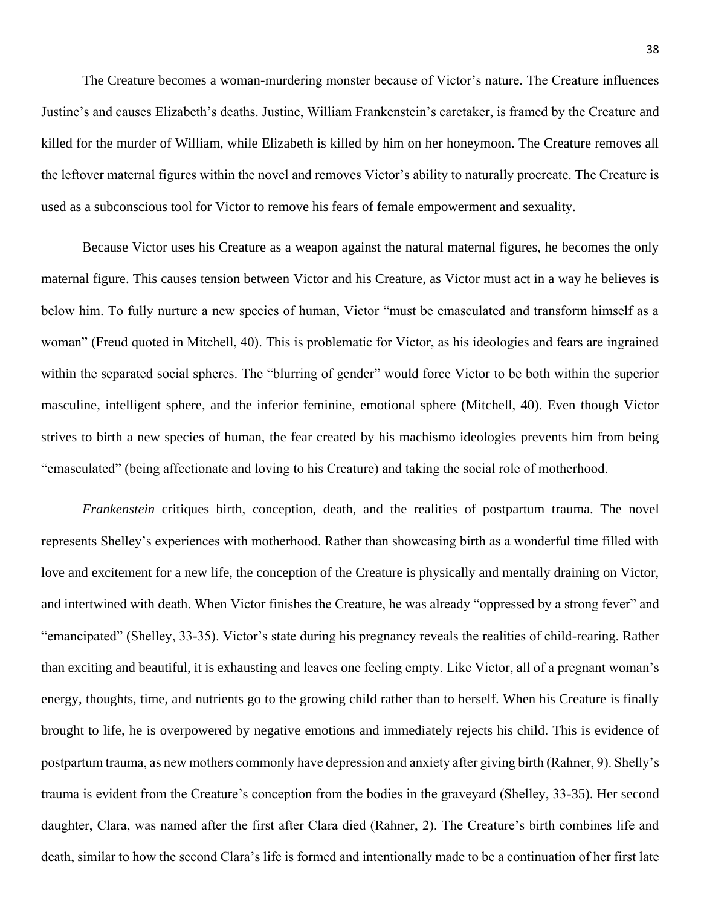The Creature becomes a woman-murdering monster because of Victor's nature. The Creature influences Justine's and causes Elizabeth's deaths. Justine, William Frankenstein's caretaker, is framed by the Creature and killed for the murder of William, while Elizabeth is killed by him on her honeymoon. The Creature removes all the leftover maternal figures within the novel and removes Victor's ability to naturally procreate. The Creature is used as a subconscious tool for Victor to remove his fears of female empowerment and sexuality.

Because Victor uses his Creature as a weapon against the natural maternal figures, he becomes the only maternal figure. This causes tension between Victor and his Creature, as Victor must act in a way he believes is below him. To fully nurture a new species of human, Victor "must be emasculated and transform himself as a woman" (Freud quoted in Mitchell, 40). This is problematic for Victor, as his ideologies and fears are ingrained within the separated social spheres. The "blurring of gender" would force Victor to be both within the superior masculine, intelligent sphere, and the inferior feminine, emotional sphere (Mitchell, 40). Even though Victor strives to birth a new species of human, the fear created by his machismo ideologies prevents him from being "emasculated" (being affectionate and loving to his Creature) and taking the social role of motherhood.

*Frankenstein* critiques birth, conception, death, and the realities of postpartum trauma. The novel represents Shelley's experiences with motherhood. Rather than showcasing birth as a wonderful time filled with love and excitement for a new life, the conception of the Creature is physically and mentally draining on Victor, and intertwined with death. When Victor finishes the Creature, he was already "oppressed by a strong fever" and "emancipated" (Shelley, 33-35). Victor's state during his pregnancy reveals the realities of child-rearing. Rather than exciting and beautiful, it is exhausting and leaves one feeling empty. Like Victor, all of a pregnant woman's energy, thoughts, time, and nutrients go to the growing child rather than to herself. When his Creature is finally brought to life, he is overpowered by negative emotions and immediately rejects his child. This is evidence of postpartum trauma, as new mothers commonly have depression and anxiety after giving birth (Rahner, 9). Shelly's trauma is evident from the Creature's conception from the bodies in the graveyard (Shelley, 33-35). Her second daughter, Clara, was named after the first after Clara died (Rahner, 2). The Creature's birth combines life and death, similar to how the second Clara's life is formed and intentionally made to be a continuation of her first late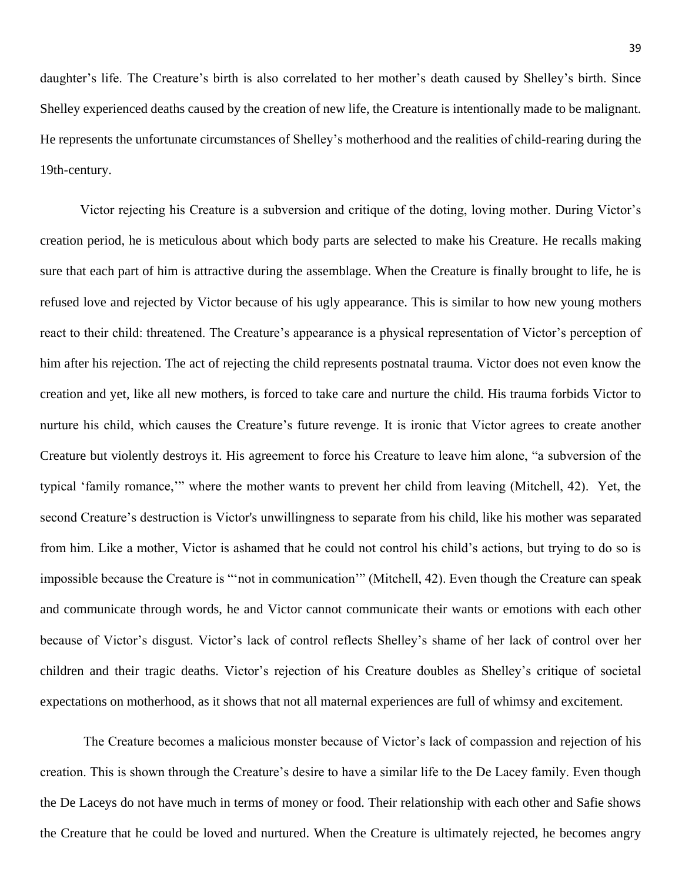daughter's life. The Creature's birth is also correlated to her mother's death caused by Shelley's birth. Since Shelley experienced deaths caused by the creation of new life, the Creature is intentionally made to be malignant. He represents the unfortunate circumstances of Shelley's motherhood and the realities of child-rearing during the 19th-century.

Victor rejecting his Creature is a subversion and critique of the doting, loving mother. During Victor's creation period, he is meticulous about which body parts are selected to make his Creature. He recalls making sure that each part of him is attractive during the assemblage. When the Creature is finally brought to life, he is refused love and rejected by Victor because of his ugly appearance. This is similar to how new young mothers react to their child: threatened. The Creature's appearance is a physical representation of Victor's perception of him after his rejection. The act of rejecting the child represents postnatal trauma. Victor does not even know the creation and yet, like all new mothers, is forced to take care and nurture the child. His trauma forbids Victor to nurture his child, which causes the Creature's future revenge. It is ironic that Victor agrees to create another Creature but violently destroys it. His agreement to force his Creature to leave him alone, "a subversion of the typical 'family romance,'" where the mother wants to prevent her child from leaving (Mitchell, 42). Yet, the second Creature's destruction is Victor's unwillingness to separate from his child, like his mother was separated from him. Like a mother, Victor is ashamed that he could not control his child's actions, but trying to do so is impossible because the Creature is "'not in communication'" (Mitchell, 42). Even though the Creature can speak and communicate through words, he and Victor cannot communicate their wants or emotions with each other because of Victor's disgust. Victor's lack of control reflects Shelley's shame of her lack of control over her children and their tragic deaths. Victor's rejection of his Creature doubles as Shelley's critique of societal expectations on motherhood, as it shows that not all maternal experiences are full of whimsy and excitement.

The Creature becomes a malicious monster because of Victor's lack of compassion and rejection of his creation. This is shown through the Creature's desire to have a similar life to the De Lacey family. Even though the De Laceys do not have much in terms of money or food. Their relationship with each other and Safie shows the Creature that he could be loved and nurtured. When the Creature is ultimately rejected, he becomes angry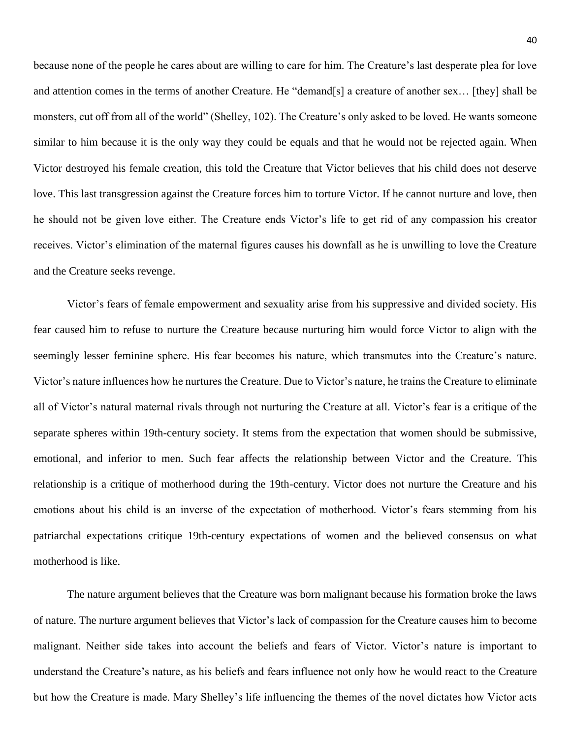because none of the people he cares about are willing to care for him. The Creature's last desperate plea for love and attention comes in the terms of another Creature. He "demand[s] a creature of another sex… [they] shall be monsters, cut off from all of the world" (Shelley, 102). The Creature's only asked to be loved. He wants someone similar to him because it is the only way they could be equals and that he would not be rejected again. When Victor destroyed his female creation, this told the Creature that Victor believes that his child does not deserve love. This last transgression against the Creature forces him to torture Victor. If he cannot nurture and love, then he should not be given love either. The Creature ends Victor's life to get rid of any compassion his creator receives. Victor's elimination of the maternal figures causes his downfall as he is unwilling to love the Creature and the Creature seeks revenge.

Victor's fears of female empowerment and sexuality arise from his suppressive and divided society. His fear caused him to refuse to nurture the Creature because nurturing him would force Victor to align with the seemingly lesser feminine sphere. His fear becomes his nature, which transmutes into the Creature's nature. Victor's nature influences how he nurtures the Creature. Due to Victor's nature, he trains the Creature to eliminate all of Victor's natural maternal rivals through not nurturing the Creature at all. Victor's fear is a critique of the separate spheres within 19th-century society. It stems from the expectation that women should be submissive, emotional, and inferior to men. Such fear affects the relationship between Victor and the Creature. This relationship is a critique of motherhood during the 19th-century. Victor does not nurture the Creature and his emotions about his child is an inverse of the expectation of motherhood. Victor's fears stemming from his patriarchal expectations critique 19th-century expectations of women and the believed consensus on what motherhood is like.

The nature argument believes that the Creature was born malignant because his formation broke the laws of nature. The nurture argument believes that Victor's lack of compassion for the Creature causes him to become malignant. Neither side takes into account the beliefs and fears of Victor. Victor's nature is important to understand the Creature's nature, as his beliefs and fears influence not only how he would react to the Creature but how the Creature is made. Mary Shelley's life influencing the themes of the novel dictates how Victor acts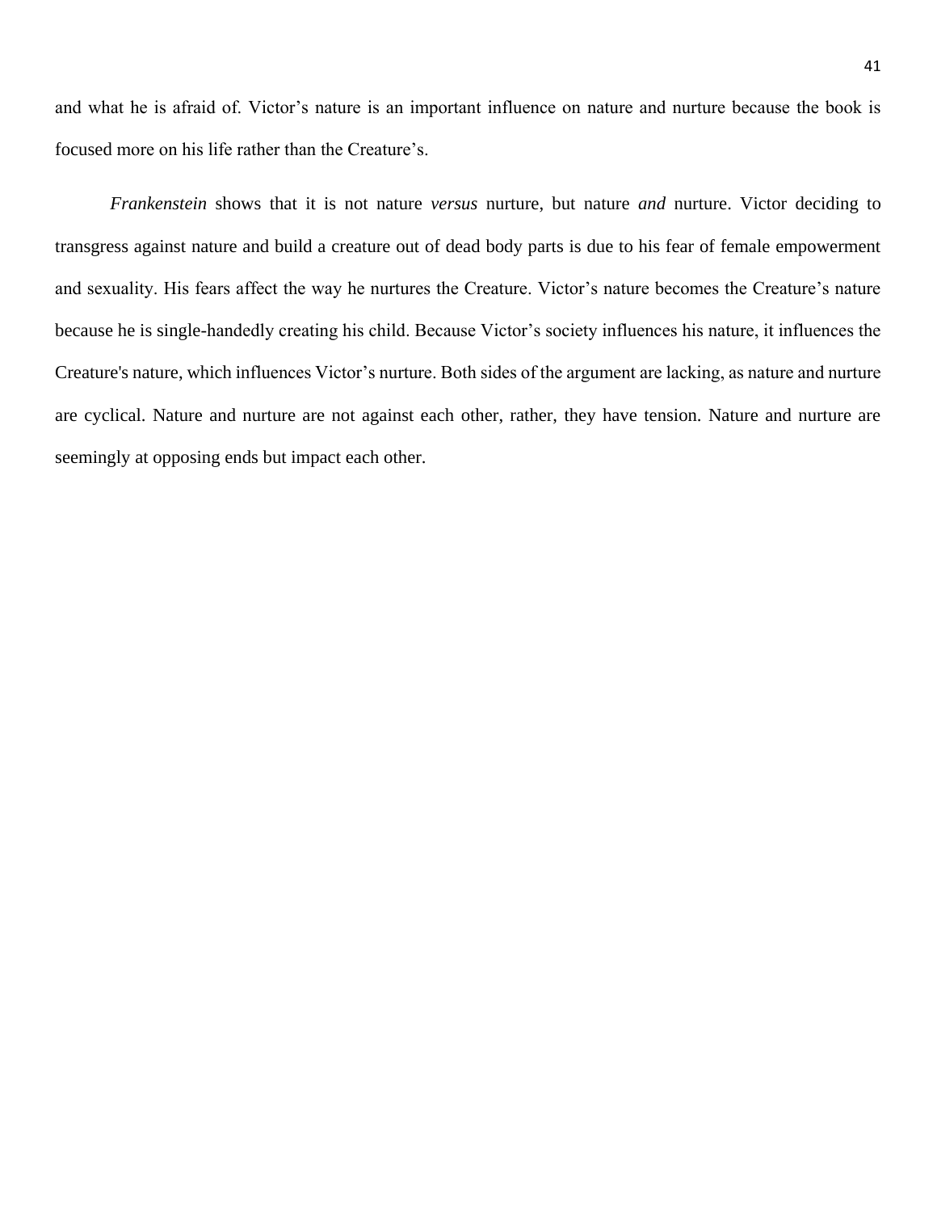and what he is afraid of. Victor’s nature is an important influence on nature and nurture because the book is focused more on his life rather than the Creature’s.

*Frankenstein* shows that it is not nature *versus* nurture, but nature *and* nurture. Victor deciding to transgress against nature and build a creature out of dead body parts is due to his fear of female empowerment and sexuality. His fears affect the way he nurtures the Creature. Victor’s nature becomes the Creature’s nature because he is single-handedly creating his child. Because Victor’s society influences his nature, it influences the Creature's nature, which influences Victor’s nurture. Both sides of the argument are lacking, as nature and nurture are cyclical. Nature and nurture are not against each other, rather, they have tension. Nature and nurture are seemingly at opposing ends but impact each other.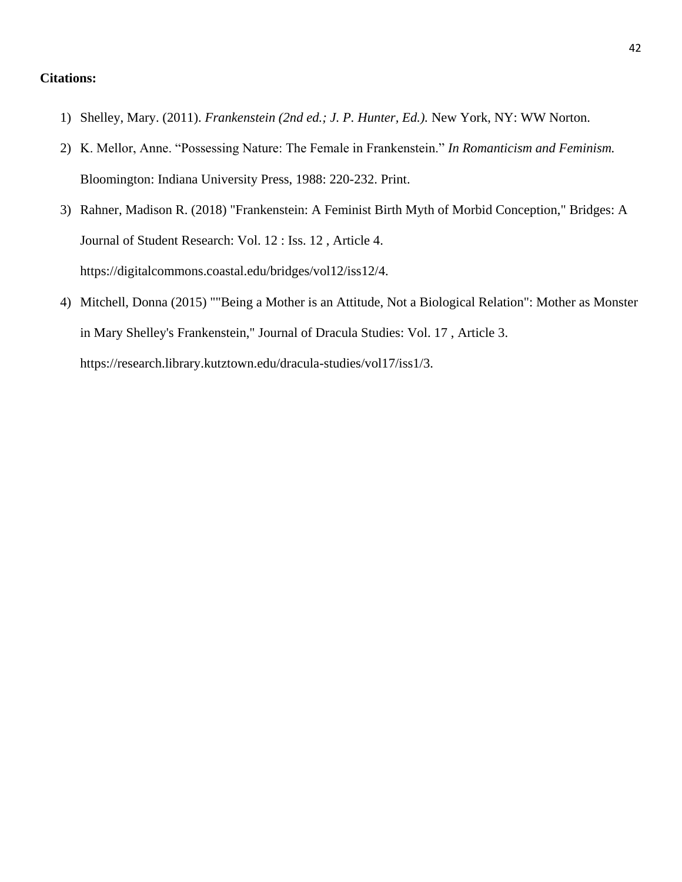**Citations:**

1) Shelley, Mary. (2011). *Frankenstein (2nd ed.; J. P. Hunter, Ed.).* New York, NY: WW Norton.
2) K. Mellor, Anne. "Possessing Nature: The Female in Frankenstein." *In Romanticism and Feminism.* Bloomington: Indiana University Press, 1988: 220-232. Print.
3) Rahner, Madison R. (2018) "Frankenstein: A Feminist Birth Myth of Morbid Conception," Bridges: A Journal of Student Research: Vol. 12 : Iss. 12 , Article 4. https://digitalcommons.coastal.edu/bridges/vol12/iss12/4.
4) Mitchell, Donna (2015) ""Being a Mother is an Attitude, Not a Biological Relation": Mother as Monster in Mary Shelley's Frankenstein," Journal of Dracula Studies: Vol. 17 , Article 3. https://research.library.kutztown.edu/dracula-studies/vol17/iss1/3.